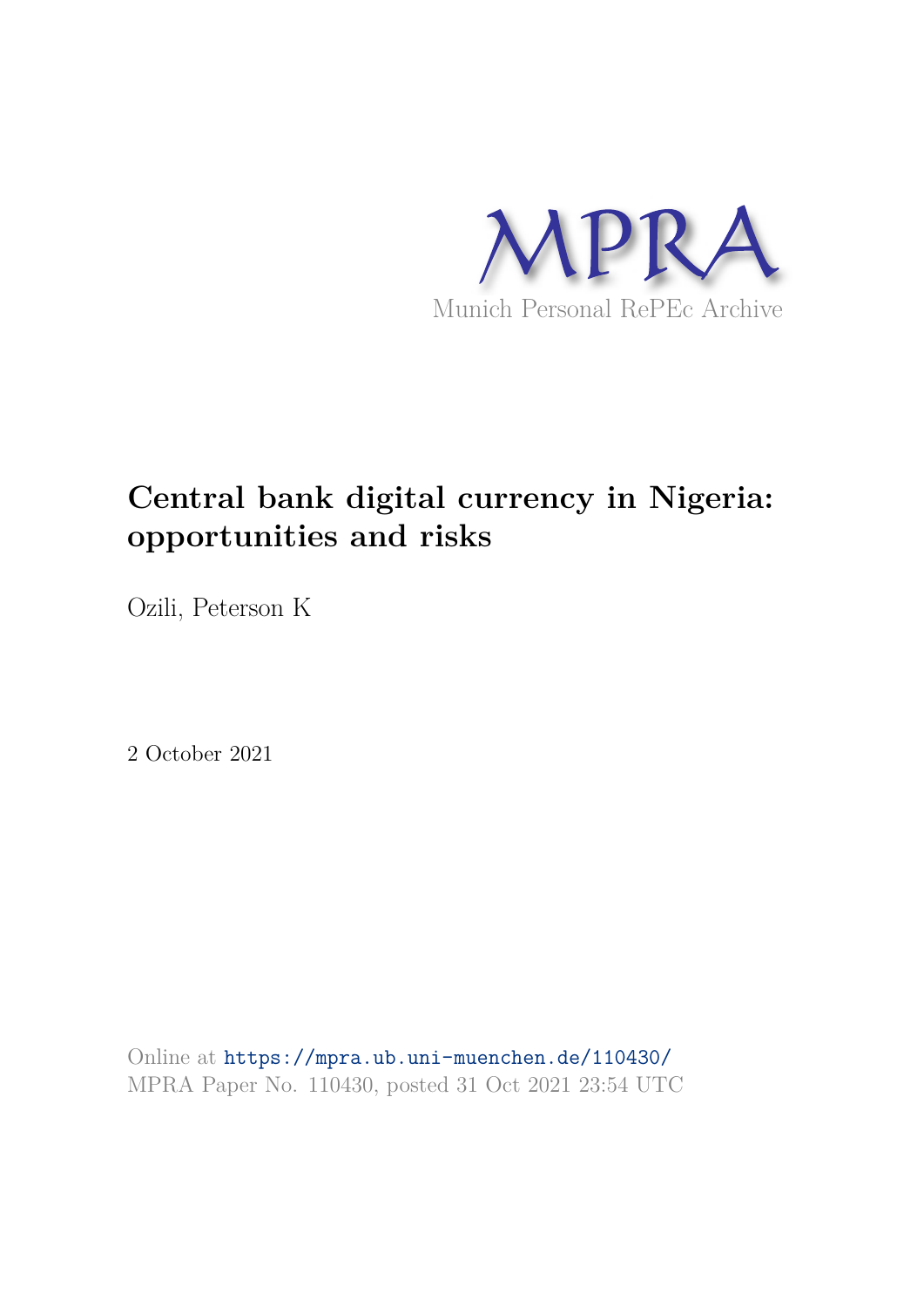MPRA

Munich Personal RePEc Archive

# Central bank digital currency in Nigeria: opportunities and risks

Ozili, Peterson K

2 October 2021

Online at https://mpra.ub.uni-muenchen.de/110430/
MPRA Paper No. 110430, posted 31 Oct 2021 23:54 UTC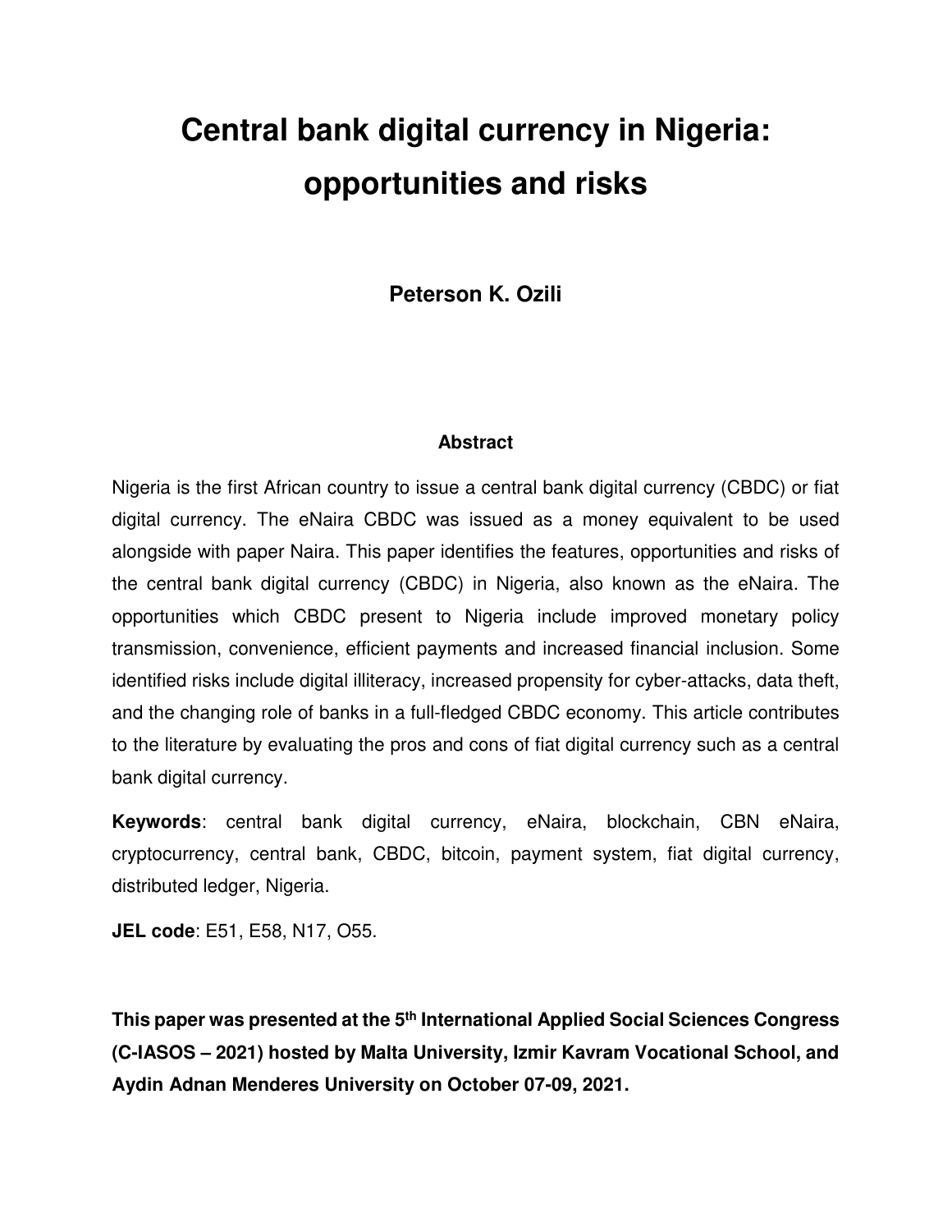# Central bank digital currency in Nigeria: opportunities and risks

**Peterson K. Ozili**

### Abstract

Nigeria is the first African country to issue a central bank digital currency (CBDC) or fiat digital currency. The eNaira CBDC was issued as a money equivalent to be used alongside with paper Naira. This paper identifies the features, opportunities and risks of the central bank digital currency (CBDC) in Nigeria, also known as the eNaira. The opportunities which CBDC present to Nigeria include improved monetary policy transmission, convenience, efficient payments and increased financial inclusion. Some identified risks include digital illiteracy, increased propensity for cyber-attacks, data theft, and the changing role of banks in a full-fledged CBDC economy. This article contributes to the literature by evaluating the pros and cons of fiat digital currency such as a central bank digital currency.

**Keywords**: central bank digital currency, eNaira, blockchain, CBN eNaira, cryptocurrency, central bank, CBDC, bitcoin, payment system, fiat digital currency, distributed ledger, Nigeria.

**JEL code**: E51, E58, N17, O55.

**This paper was presented at the 5th International Applied Social Sciences Congress (C-IASOS – 2021) hosted by Malta University, Izmir Kavram Vocational School, and Aydin Adnan Menderes University on October 07-09, 2021.**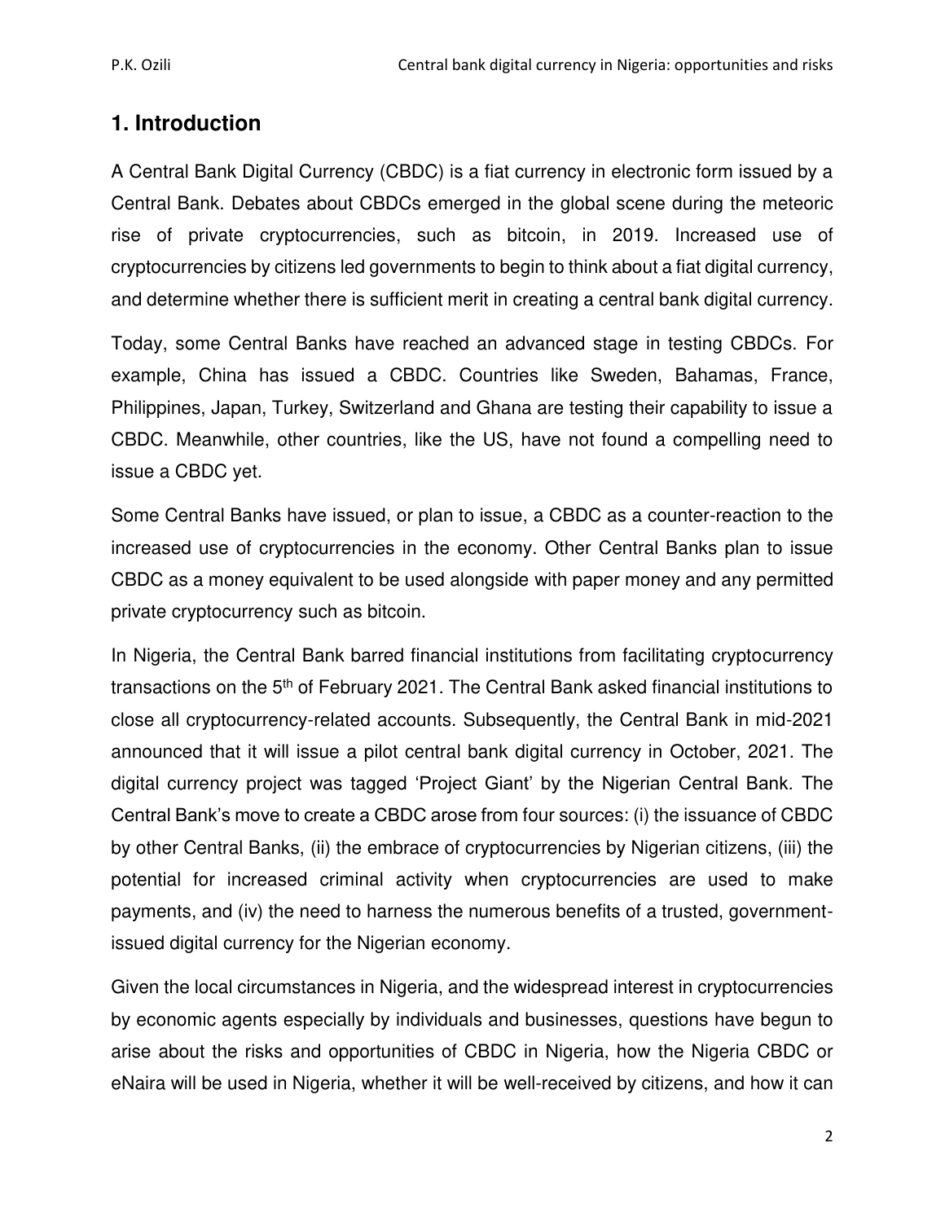## 1. Introduction

A Central Bank Digital Currency (CBDC) is a fiat currency in electronic form issued by a Central Bank. Debates about CBDCs emerged in the global scene during the meteoric rise of private cryptocurrencies, such as bitcoin, in 2019. Increased use of cryptocurrencies by citizens led governments to begin to think about a fiat digital currency, and determine whether there is sufficient merit in creating a central bank digital currency.

Today, some Central Banks have reached an advanced stage in testing CBDCs. For example, China has issued a CBDC. Countries like Sweden, Bahamas, France, Philippines, Japan, Turkey, Switzerland and Ghana are testing their capability to issue a CBDC. Meanwhile, other countries, like the US, have not found a compelling need to issue a CBDC yet.

Some Central Banks have issued, or plan to issue, a CBDC as a counter-reaction to the increased use of cryptocurrencies in the economy. Other Central Banks plan to issue CBDC as a money equivalent to be used alongside with paper money and any permitted private cryptocurrency such as bitcoin.

In Nigeria, the Central Bank barred financial institutions from facilitating cryptocurrency transactions on the 5th of February 2021. The Central Bank asked financial institutions to close all cryptocurrency-related accounts. Subsequently, the Central Bank in mid-2021 announced that it will issue a pilot central bank digital currency in October, 2021. The digital currency project was tagged 'Project Giant' by the Nigerian Central Bank. The Central Bank's move to create a CBDC arose from four sources: (i) the issuance of CBDC by other Central Banks, (ii) the embrace of cryptocurrencies by Nigerian citizens, (iii) the potential for increased criminal activity when cryptocurrencies are used to make payments, and (iv) the need to harness the numerous benefits of a trusted, government-issued digital currency for the Nigerian economy.

Given the local circumstances in Nigeria, and the widespread interest in cryptocurrencies by economic agents especially by individuals and businesses, questions have begun to arise about the risks and opportunities of CBDC in Nigeria, how the Nigeria CBDC or eNaira will be used in Nigeria, whether it will be well-received by citizens, and how it can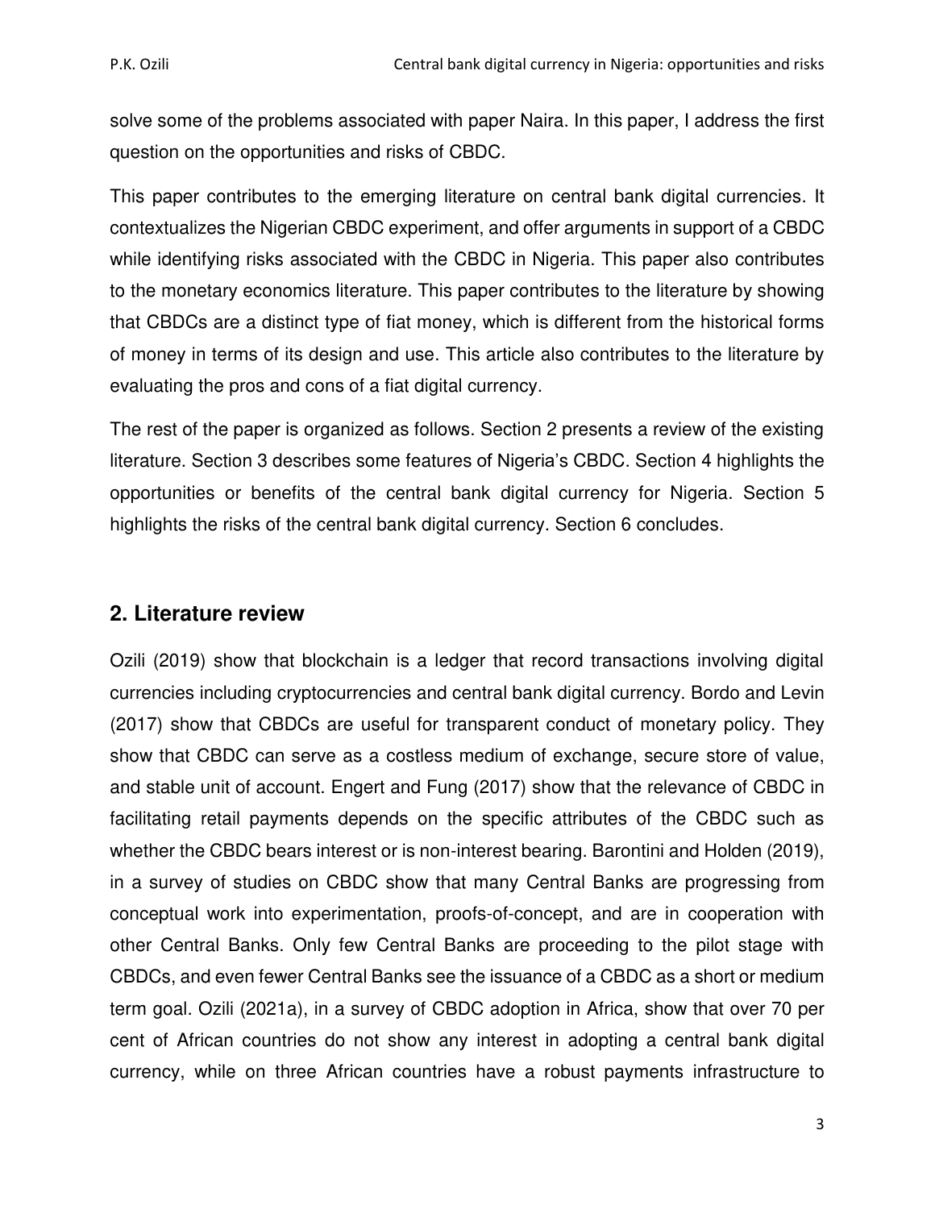solve some of the problems associated with paper Naira. In this paper, I address the first question on the opportunities and risks of CBDC.

This paper contributes to the emerging literature on central bank digital currencies. It contextualizes the Nigerian CBDC experiment, and offer arguments in support of a CBDC while identifying risks associated with the CBDC in Nigeria. This paper also contributes to the monetary economics literature. This paper contributes to the literature by showing that CBDCs are a distinct type of fiat money, which is different from the historical forms of money in terms of its design and use. This article also contributes to the literature by evaluating the pros and cons of a fiat digital currency.

The rest of the paper is organized as follows. Section 2 presents a review of the existing literature. Section 3 describes some features of Nigeria's CBDC. Section 4 highlights the opportunities or benefits of the central bank digital currency for Nigeria. Section 5 highlights the risks of the central bank digital currency. Section 6 concludes.

## 2. Literature review

Ozili (2019) show that blockchain is a ledger that record transactions involving digital currencies including cryptocurrencies and central bank digital currency. Bordo and Levin (2017) show that CBDCs are useful for transparent conduct of monetary policy. They show that CBDC can serve as a costless medium of exchange, secure store of value, and stable unit of account. Engert and Fung (2017) show that the relevance of CBDC in facilitating retail payments depends on the specific attributes of the CBDC such as whether the CBDC bears interest or is non-interest bearing. Barontini and Holden (2019), in a survey of studies on CBDC show that many Central Banks are progressing from conceptual work into experimentation, proofs-of-concept, and are in cooperation with other Central Banks. Only few Central Banks are proceeding to the pilot stage with CBDCs, and even fewer Central Banks see the issuance of a CBDC as a short or medium term goal. Ozili (2021a), in a survey of CBDC adoption in Africa, show that over 70 per cent of African countries do not show any interest in adopting a central bank digital currency, while on three African countries have a robust payments infrastructure to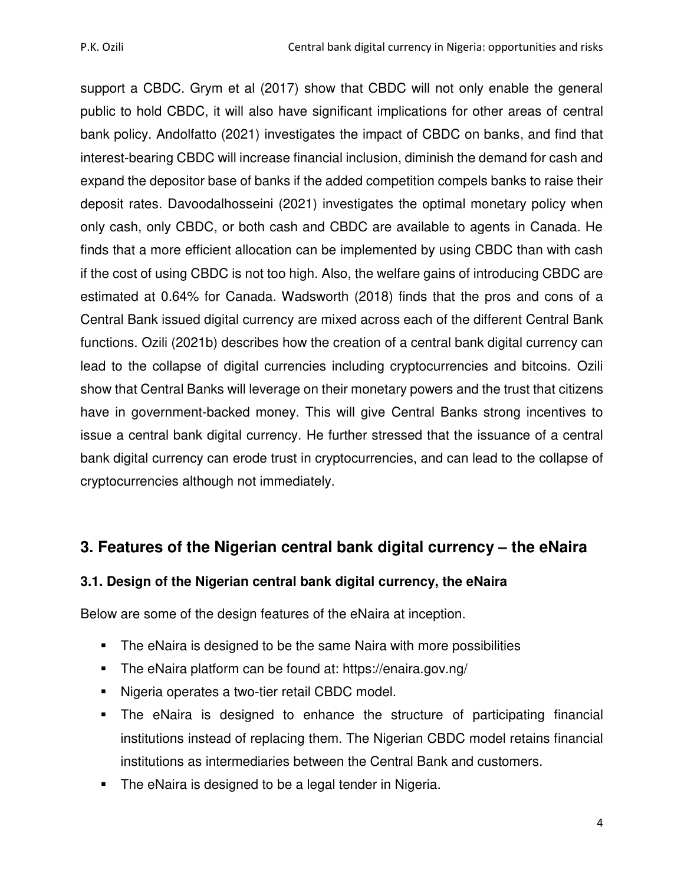support a CBDC. Grym et al (2017) show that CBDC will not only enable the general public to hold CBDC, it will also have significant implications for other areas of central bank policy. Andolfatto (2021) investigates the impact of CBDC on banks, and find that interest-bearing CBDC will increase financial inclusion, diminish the demand for cash and expand the depositor base of banks if the added competition compels banks to raise their deposit rates. Davoodalhosseini (2021) investigates the optimal monetary policy when only cash, only CBDC, or both cash and CBDC are available to agents in Canada. He finds that a more efficient allocation can be implemented by using CBDC than with cash if the cost of using CBDC is not too high. Also, the welfare gains of introducing CBDC are estimated at 0.64% for Canada. Wadsworth (2018) finds that the pros and cons of a Central Bank issued digital currency are mixed across each of the different Central Bank functions. Ozili (2021b) describes how the creation of a central bank digital currency can lead to the collapse of digital currencies including cryptocurrencies and bitcoins. Ozili show that Central Banks will leverage on their monetary powers and the trust that citizens have in government-backed money. This will give Central Banks strong incentives to issue a central bank digital currency. He further stressed that the issuance of a central bank digital currency can erode trust in cryptocurrencies, and can lead to the collapse of cryptocurrencies although not immediately.

## 3. Features of the Nigerian central bank digital currency – the eNaira

### 3.1. Design of the Nigerian central bank digital currency, the eNaira

Below are some of the design features of the eNaira at inception.

- The eNaira is designed to be the same Naira with more possibilities
- The eNaira platform can be found at: https://enaira.gov.ng/
- Nigeria operates a two-tier retail CBDC model.
- The eNaira is designed to enhance the structure of participating financial institutions instead of replacing them. The Nigerian CBDC model retains financial institutions as intermediaries between the Central Bank and customers.
- The eNaira is designed to be a legal tender in Nigeria.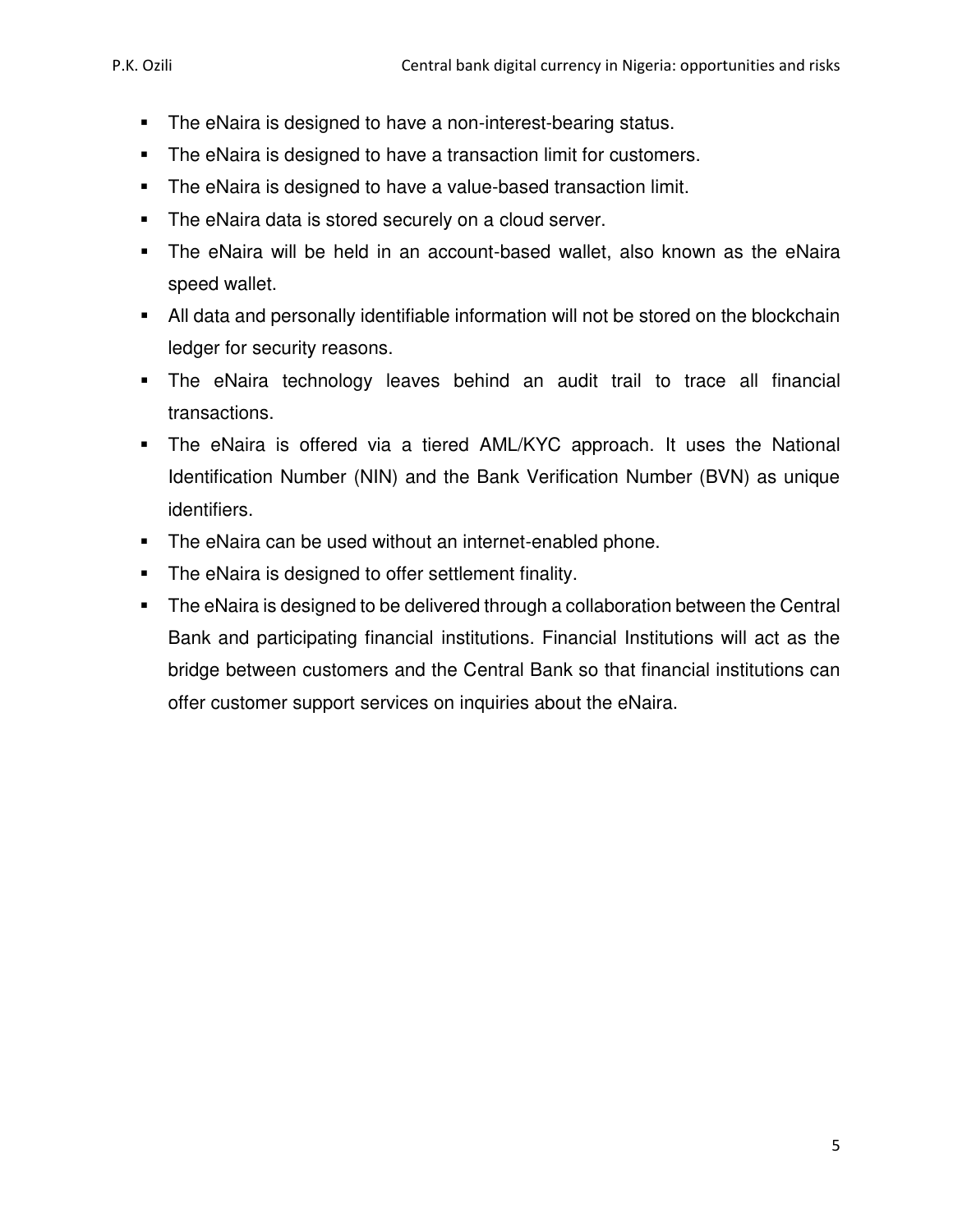- The eNaira is designed to have a non-interest-bearing status.
- The eNaira is designed to have a transaction limit for customers.
- The eNaira is designed to have a value-based transaction limit.
- The eNaira data is stored securely on a cloud server.
- The eNaira will be held in an account-based wallet, also known as the eNaira speed wallet.
- All data and personally identifiable information will not be stored on the blockchain ledger for security reasons.
- The eNaira technology leaves behind an audit trail to trace all financial transactions.
- The eNaira is offered via a tiered AML/KYC approach. It uses the National Identification Number (NIN) and the Bank Verification Number (BVN) as unique identifiers.
- The eNaira can be used without an internet-enabled phone.
- The eNaira is designed to offer settlement finality.
- The eNaira is designed to be delivered through a collaboration between the Central Bank and participating financial institutions. Financial Institutions will act as the bridge between customers and the Central Bank so that financial institutions can offer customer support services on inquiries about the eNaira.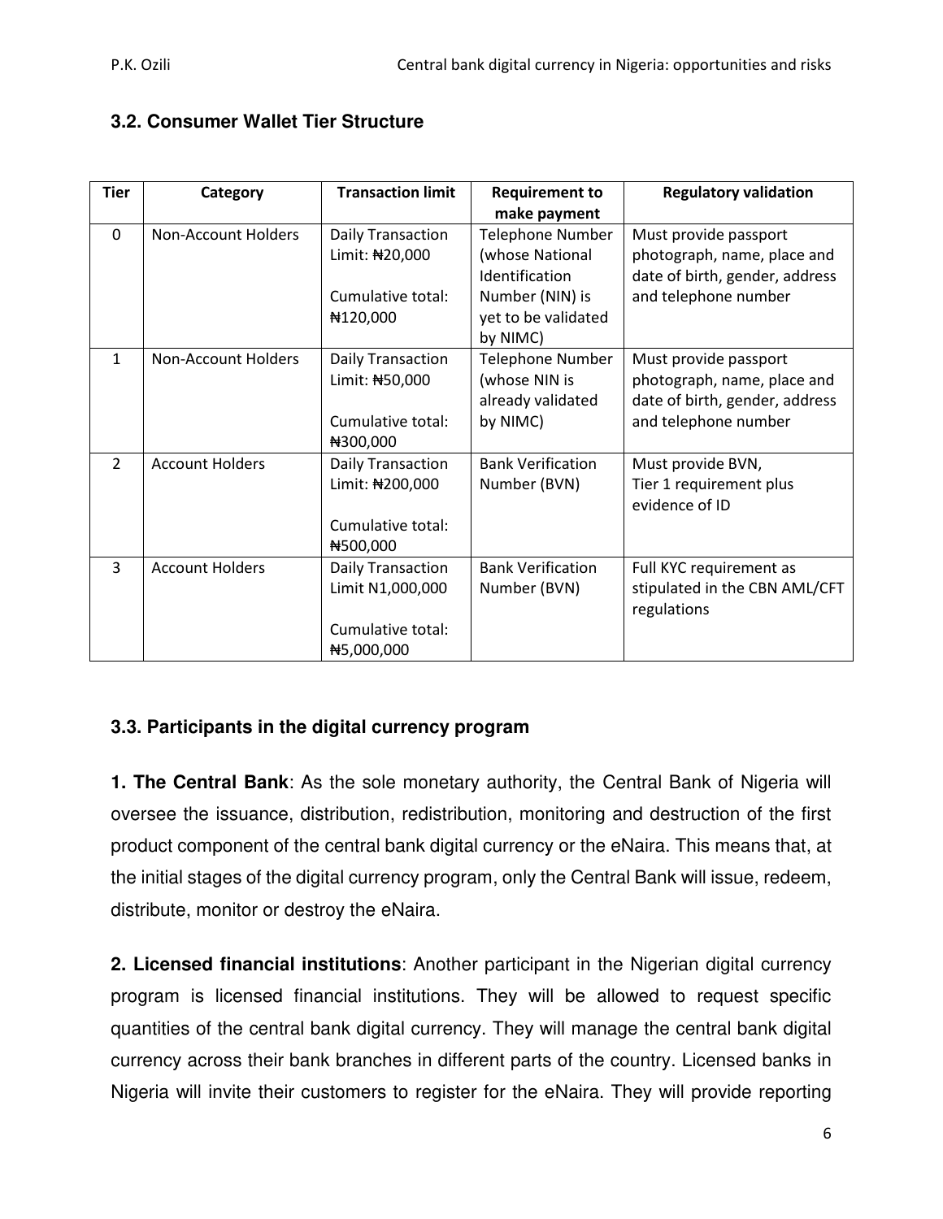### 3.2. Consumer Wallet Tier Structure

| Tier | Category | Transaction limit | Requirement to make payment | Regulatory validation |
|---|---|---|---|---|
| 0 | Non-Account Holders | Daily Transaction Limit: ₦20,000<br><br>Cumulative total: ₦120,000 | Telephone Number (whose National Identification Number (NIN) is yet to be validated by NIMC) | Must provide passport photograph, name, place and date of birth, gender, address and telephone number |
| 1 | Non-Account Holders | Daily Transaction Limit: ₦50,000<br><br>Cumulative total: ₦300,000 | Telephone Number (whose NIN is already validated by NIMC) | Must provide passport photograph, name, place and date of birth, gender, address and telephone number |
| 2 | Account Holders | Daily Transaction Limit: ₦200,000<br><br>Cumulative total: ₦500,000 | Bank Verification Number (BVN) | Must provide BVN, Tier 1 requirement plus evidence of ID |
| 3 | Account Holders | Daily Transaction Limit N1,000,000<br><br>Cumulative total: ₦5,000,000 | Bank Verification Number (BVN) | Full KYC requirement as stipulated in the CBN AML/CFT regulations |

### 3.3. Participants in the digital currency program

**1. The Central Bank**: As the sole monetary authority, the Central Bank of Nigeria will oversee the issuance, distribution, redistribution, monitoring and destruction of the first product component of the central bank digital currency or the eNaira. This means that, at the initial stages of the digital currency program, only the Central Bank will issue, redeem, distribute, monitor or destroy the eNaira.

**2. Licensed financial institutions**: Another participant in the Nigerian digital currency program is licensed financial institutions. They will be allowed to request specific quantities of the central bank digital currency. They will manage the central bank digital currency across their bank branches in different parts of the country. Licensed banks in Nigeria will invite their customers to register for the eNaira. They will provide reporting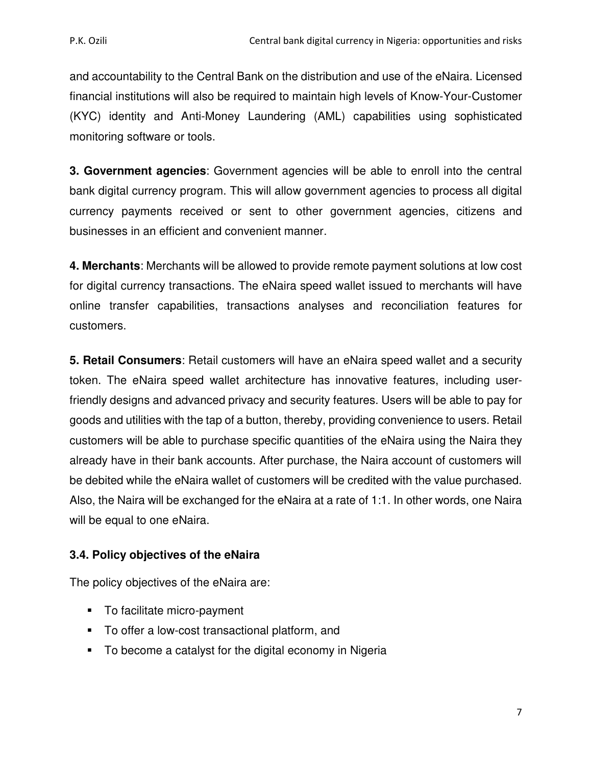and accountability to the Central Bank on the distribution and use of the eNaira. Licensed financial institutions will also be required to maintain high levels of Know-Your-Customer (KYC) identity and Anti-Money Laundering (AML) capabilities using sophisticated monitoring software or tools.

**3. Government agencies**: Government agencies will be able to enroll into the central bank digital currency program. This will allow government agencies to process all digital currency payments received or sent to other government agencies, citizens and businesses in an efficient and convenient manner.

**4. Merchants**: Merchants will be allowed to provide remote payment solutions at low cost for digital currency transactions. The eNaira speed wallet issued to merchants will have online transfer capabilities, transactions analyses and reconciliation features for customers.

**5. Retail Consumers**: Retail customers will have an eNaira speed wallet and a security token. The eNaira speed wallet architecture has innovative features, including user-friendly designs and advanced privacy and security features. Users will be able to pay for goods and utilities with the tap of a button, thereby, providing convenience to users. Retail customers will be able to purchase specific quantities of the eNaira using the Naira they already have in their bank accounts. After purchase, the Naira account of customers will be debited while the eNaira wallet of customers will be credited with the value purchased. Also, the Naira will be exchanged for the eNaira at a rate of 1:1. In other words, one Naira will be equal to one eNaira.

### 3.4. Policy objectives of the eNaira

The policy objectives of the eNaira are:

- To facilitate micro-payment
- To offer a low-cost transactional platform, and
- To become a catalyst for the digital economy in Nigeria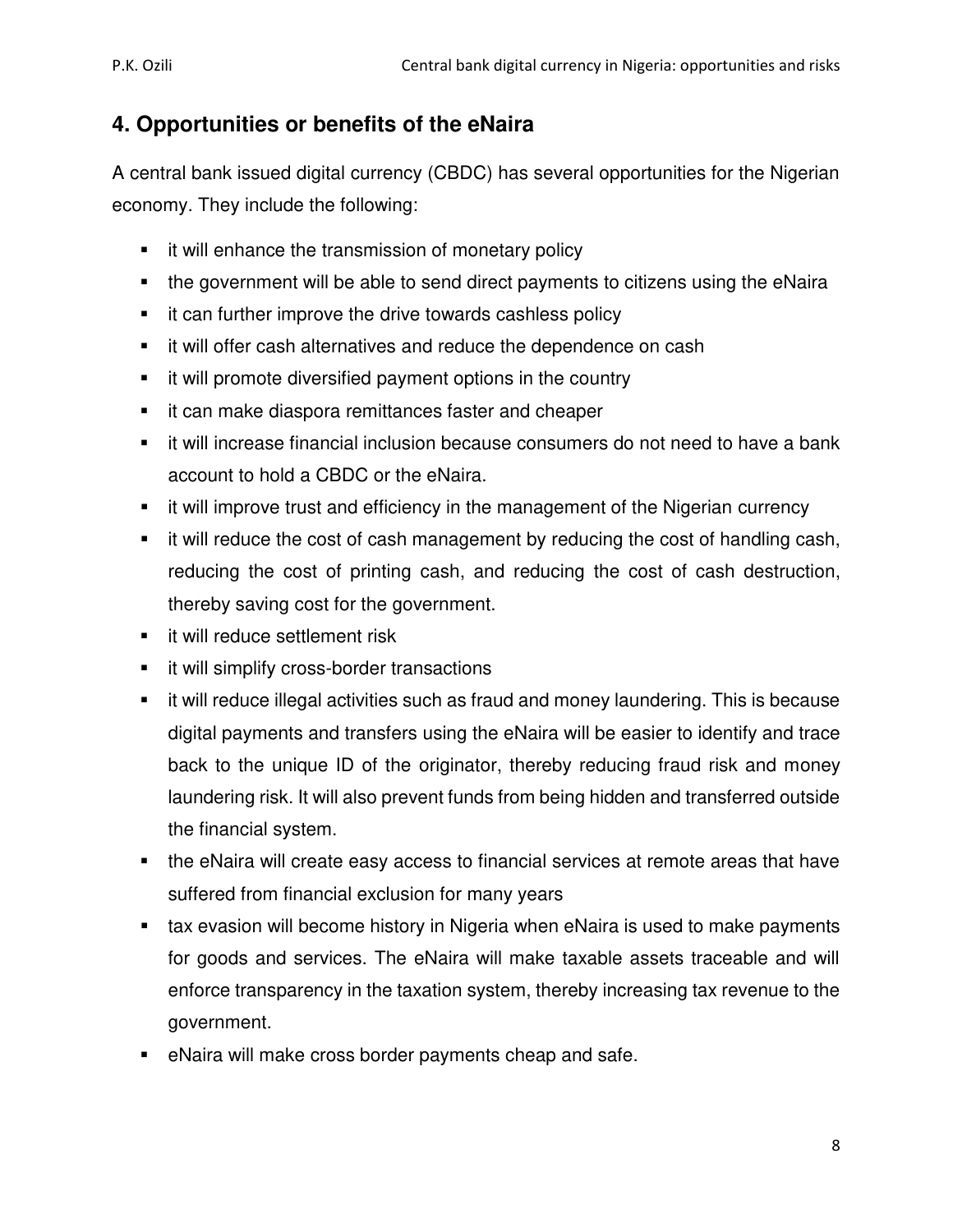## 4. Opportunities or benefits of the eNaira

A central bank issued digital currency (CBDC) has several opportunities for the Nigerian economy. They include the following:

- it will enhance the transmission of monetary policy
- the government will be able to send direct payments to citizens using the eNaira
- it can further improve the drive towards cashless policy
- it will offer cash alternatives and reduce the dependence on cash
- it will promote diversified payment options in the country
- it can make diaspora remittances faster and cheaper
- it will increase financial inclusion because consumers do not need to have a bank account to hold a CBDC or the eNaira.
- it will improve trust and efficiency in the management of the Nigerian currency
- it will reduce the cost of cash management by reducing the cost of handling cash, reducing the cost of printing cash, and reducing the cost of cash destruction, thereby saving cost for the government.
- it will reduce settlement risk
- it will simplify cross-border transactions
- it will reduce illegal activities such as fraud and money laundering. This is because digital payments and transfers using the eNaira will be easier to identify and trace back to the unique ID of the originator, thereby reducing fraud risk and money laundering risk. It will also prevent funds from being hidden and transferred outside the financial system.
- the eNaira will create easy access to financial services at remote areas that have suffered from financial exclusion for many years
- tax evasion will become history in Nigeria when eNaira is used to make payments for goods and services. The eNaira will make taxable assets traceable and will enforce transparency in the taxation system, thereby increasing tax revenue to the government.
- eNaira will make cross border payments cheap and safe.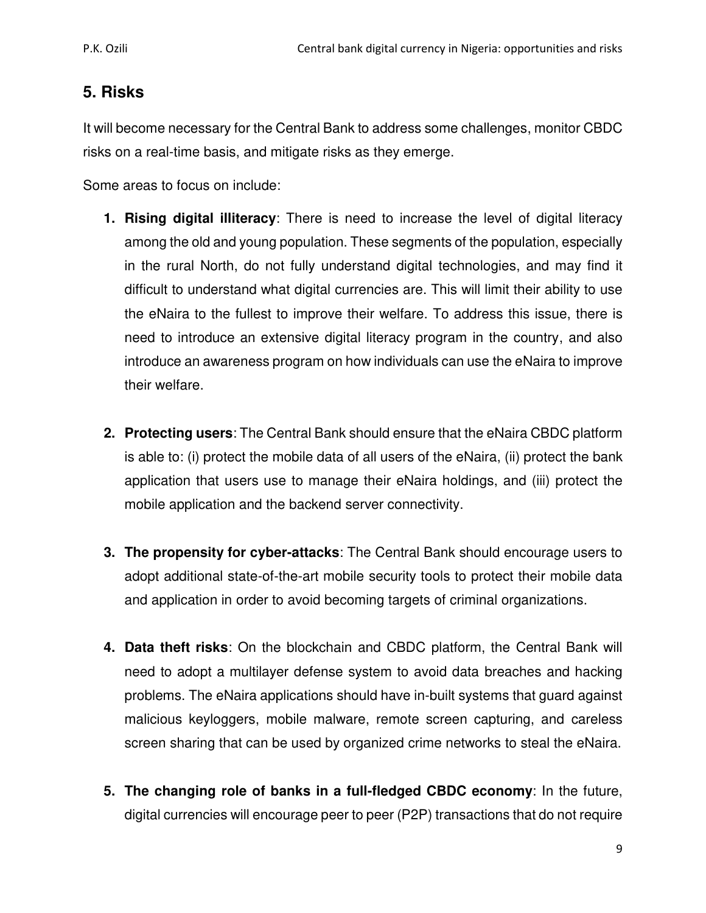## 5. Risks

It will become necessary for the Central Bank to address some challenges, monitor CBDC risks on a real-time basis, and mitigate risks as they emerge.

Some areas to focus on include:

1. **Rising digital illiteracy**: There is need to increase the level of digital literacy among the old and young population. These segments of the population, especially in the rural North, do not fully understand digital technologies, and may find it difficult to understand what digital currencies are. This will limit their ability to use the eNaira to the fullest to improve their welfare. To address this issue, there is need to introduce an extensive digital literacy program in the country, and also introduce an awareness program on how individuals can use the eNaira to improve their welfare.

2. **Protecting users**: The Central Bank should ensure that the eNaira CBDC platform is able to: (i) protect the mobile data of all users of the eNaira, (ii) protect the bank application that users use to manage their eNaira holdings, and (iii) protect the mobile application and the backend server connectivity.

3. **The propensity for cyber-attacks**: The Central Bank should encourage users to adopt additional state-of-the-art mobile security tools to protect their mobile data and application in order to avoid becoming targets of criminal organizations.

4. **Data theft risks**: On the blockchain and CBDC platform, the Central Bank will need to adopt a multilayer defense system to avoid data breaches and hacking problems. The eNaira applications should have in-built systems that guard against malicious keyloggers, mobile malware, remote screen capturing, and careless screen sharing that can be used by organized crime networks to steal the eNaira.

5. **The changing role of banks in a full-fledged CBDC economy**: In the future, digital currencies will encourage peer to peer (P2P) transactions that do not require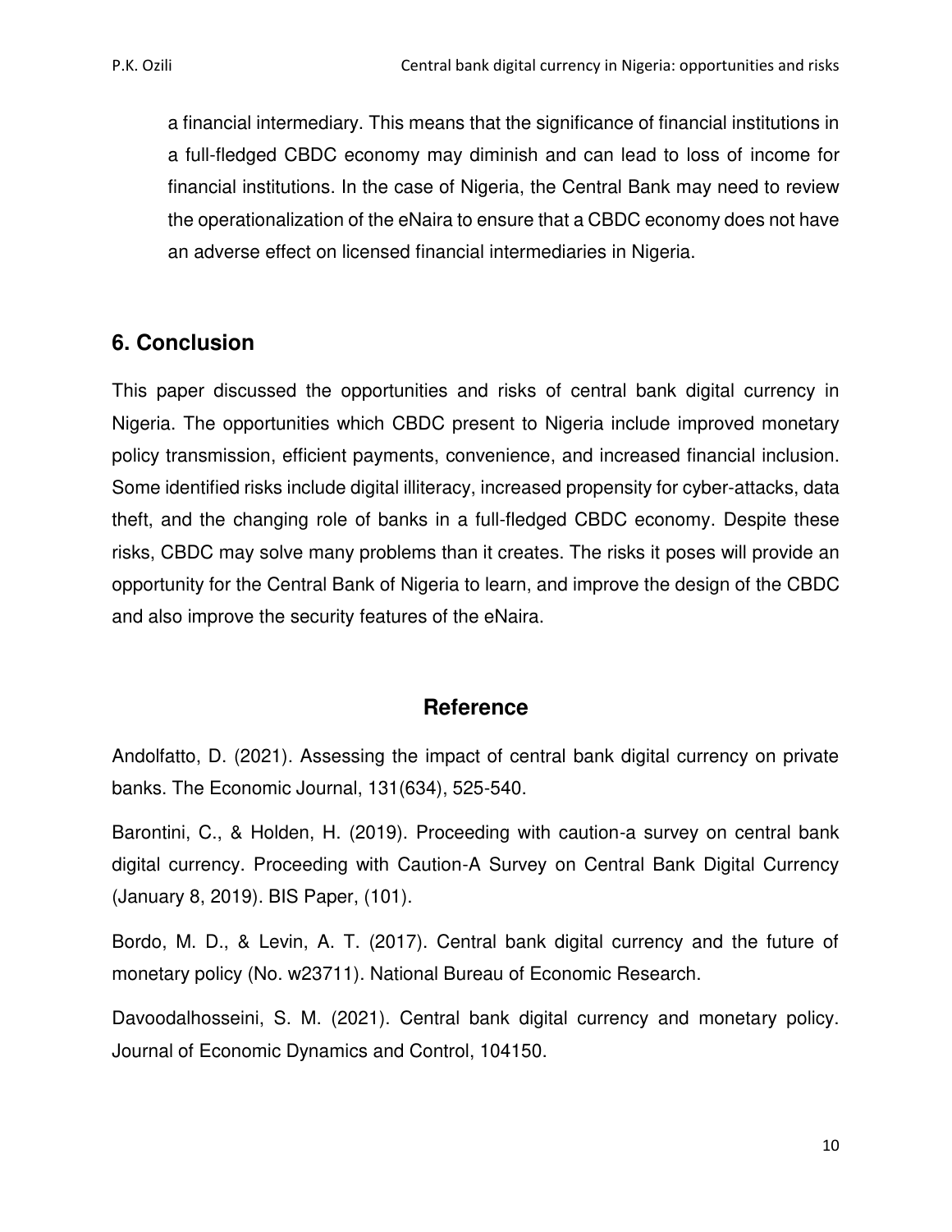a financial intermediary. This means that the significance of financial institutions in a full-fledged CBDC economy may diminish and can lead to loss of income for financial institutions. In the case of Nigeria, the Central Bank may need to review the operationalization of the eNaira to ensure that a CBDC economy does not have an adverse effect on licensed financial intermediaries in Nigeria.

## 6. Conclusion

This paper discussed the opportunities and risks of central bank digital currency in Nigeria. The opportunities which CBDC present to Nigeria include improved monetary policy transmission, efficient payments, convenience, and increased financial inclusion. Some identified risks include digital illiteracy, increased propensity for cyber-attacks, data theft, and the changing role of banks in a full-fledged CBDC economy. Despite these risks, CBDC may solve many problems than it creates. The risks it poses will provide an opportunity for the Central Bank of Nigeria to learn, and improve the design of the CBDC and also improve the security features of the eNaira.

## Reference

Andolfatto, D. (2021). Assessing the impact of central bank digital currency on private banks. The Economic Journal, 131(634), 525-540.

Barontini, C., & Holden, H. (2019). Proceeding with caution-a survey on central bank digital currency. Proceeding with Caution-A Survey on Central Bank Digital Currency (January 8, 2019). BIS Paper, (101).

Bordo, M. D., & Levin, A. T. (2017). Central bank digital currency and the future of monetary policy (No. w23711). National Bureau of Economic Research.

Davoodalhosseini, S. M. (2021). Central bank digital currency and monetary policy. Journal of Economic Dynamics and Control, 104150.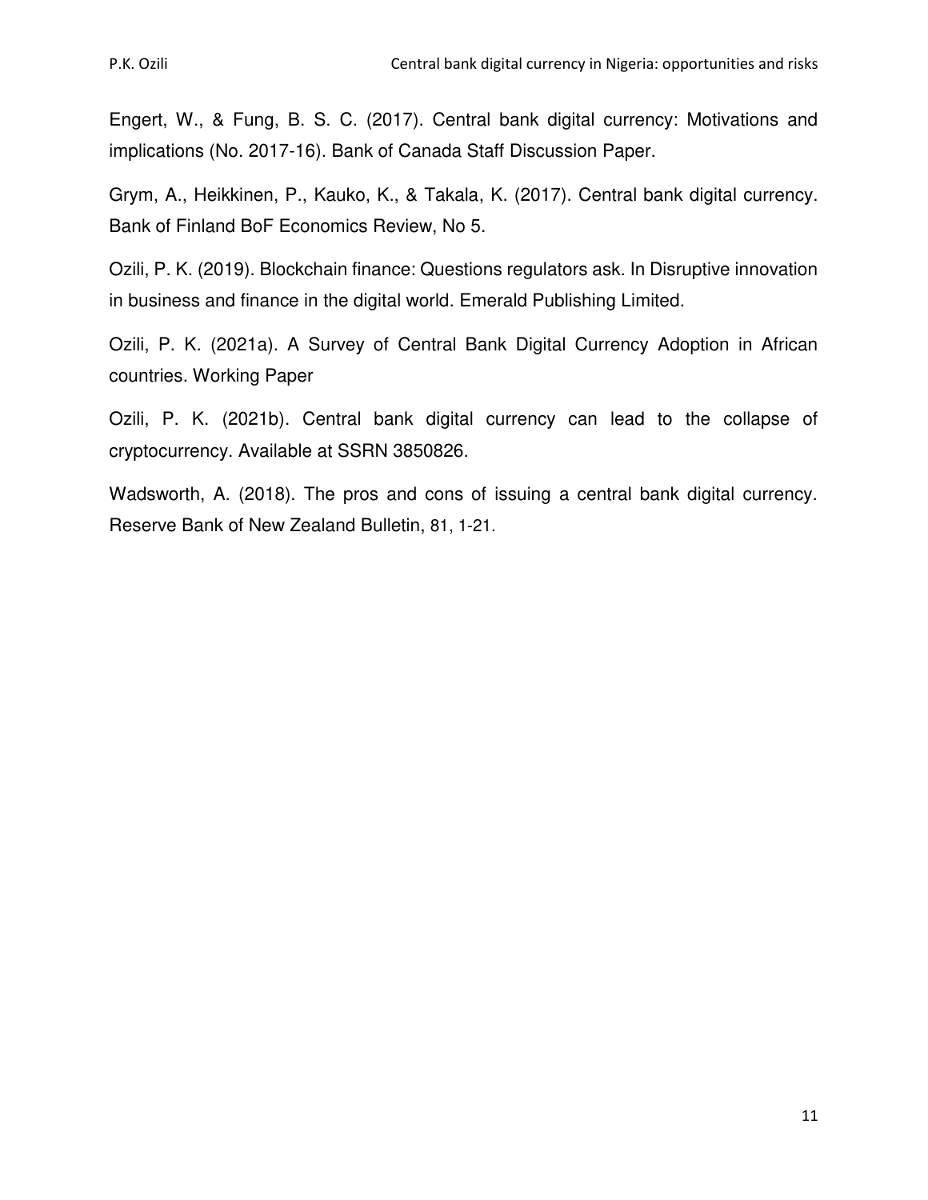Engert, W., & Fung, B. S. C. (2017). Central bank digital currency: Motivations and implications (No. 2017-16). Bank of Canada Staff Discussion Paper.

Grym, A., Heikkinen, P., Kauko, K., & Takala, K. (2017). Central bank digital currency. Bank of Finland BoF Economics Review, No 5.

Ozili, P. K. (2019). Blockchain finance: Questions regulators ask. In Disruptive innovation in business and finance in the digital world. Emerald Publishing Limited.

Ozili, P. K. (2021a). A Survey of Central Bank Digital Currency Adoption in African countries. Working Paper

Ozili, P. K. (2021b). Central bank digital currency can lead to the collapse of cryptocurrency. Available at SSRN 3850826.

Wadsworth, A. (2018). The pros and cons of issuing a central bank digital currency. Reserve Bank of New Zealand Bulletin, 81, 1-21.